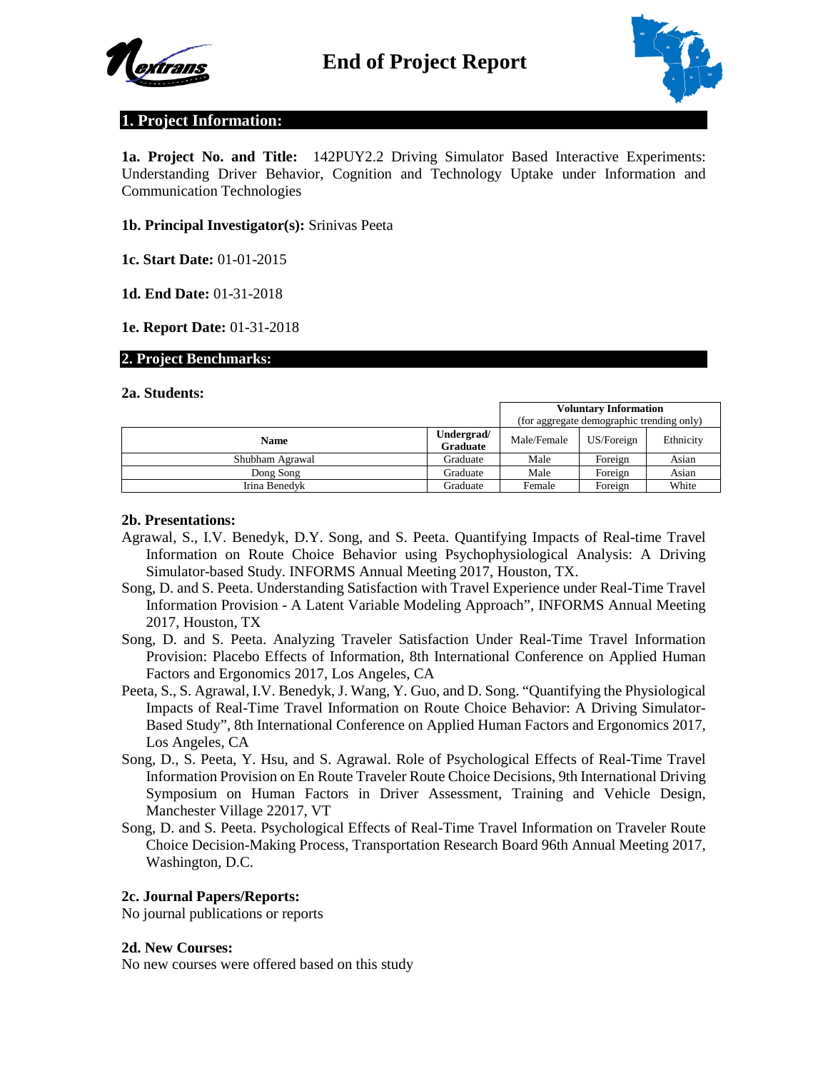# End of Project Report

## 1. Project Information:

**1a. Project No. and Title:** 142PUY2.2 Driving Simulator Based Interactive Experiments: Understanding Driver Behavior, Cognition and Technology Uptake under Information and Communication Technologies

**1b. Principal Investigator(s):** Srinivas Peeta

**1c. Start Date:** 01-01-2015

**1d. End Date:** 01-31-2018

**1e. Report Date:** 01-31-2018

## 2. Project Benchmarks:

### 2a. Students:

| Name | Undergrad/ Graduate | Voluntary Information (for aggregate demographic trending only) | | |
|---|---|---|---|---|
| | | Male/Female | US/Foreign | Ethnicity |
| Shubham Agrawal | Graduate | Male | Foreign | Asian |
| Dong Song | Graduate | Male | Foreign | Asian |
| Irina Benedyk | Graduate | Female | Foreign | White |

### 2b. Presentations:

Agrawal, S., I.V. Benedyk, D.Y. Song, and S. Peeta. Quantifying Impacts of Real-time Travel Information on Route Choice Behavior using Psychophysiological Analysis: A Driving Simulator-based Study. INFORMS Annual Meeting 2017, Houston, TX.

Song, D. and S. Peeta. Understanding Satisfaction with Travel Experience under Real-Time Travel Information Provision - A Latent Variable Modeling Approach", INFORMS Annual Meeting 2017, Houston, TX

Song, D. and S. Peeta. Analyzing Traveler Satisfaction Under Real-Time Travel Information Provision: Placebo Effects of Information, 8th International Conference on Applied Human Factors and Ergonomics 2017, Los Angeles, CA

Peeta, S., S. Agrawal, I.V. Benedyk, J. Wang, Y. Guo, and D. Song. "Quantifying the Physiological Impacts of Real-Time Travel Information on Route Choice Behavior: A Driving Simulator-Based Study", 8th International Conference on Applied Human Factors and Ergonomics 2017, Los Angeles, CA

Song, D., S. Peeta, Y. Hsu, and S. Agrawal. Role of Psychological Effects of Real-Time Travel Information Provision on En Route Traveler Route Choice Decisions, 9th International Driving Symposium on Human Factors in Driver Assessment, Training and Vehicle Design, Manchester Village 22017, VT

Song, D. and S. Peeta. Psychological Effects of Real-Time Travel Information on Traveler Route Choice Decision-Making Process, Transportation Research Board 96th Annual Meeting 2017, Washington, D.C.

### 2c. Journal Papers/Reports:

No journal publications or reports

### 2d. New Courses:

No new courses were offered based on this study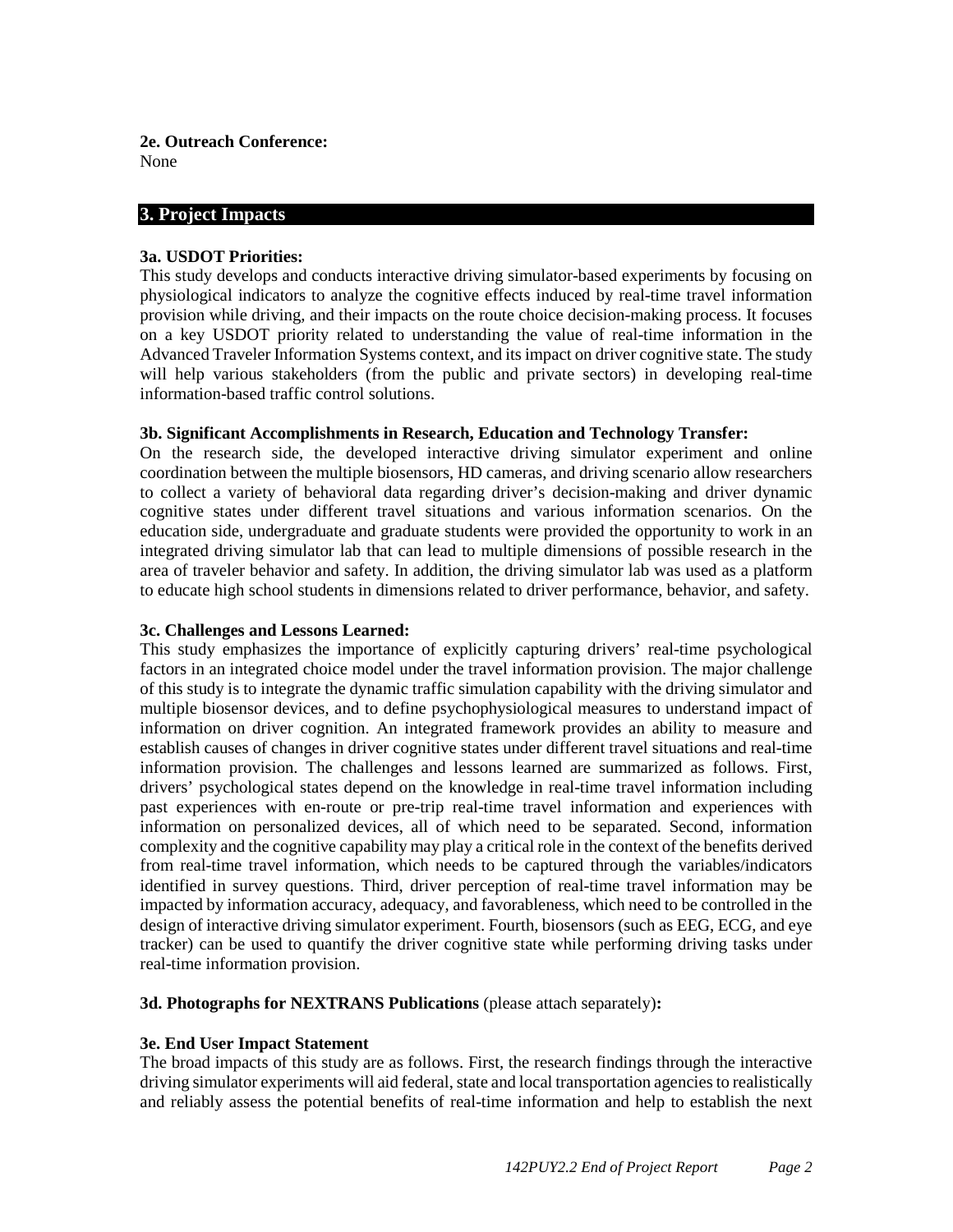**2e. Outreach Conference:**
None

## 3. Project Impacts

**3a. USDOT Priorities:**
This study develops and conducts interactive driving simulator-based experiments by focusing on physiological indicators to analyze the cognitive effects induced by real-time travel information provision while driving, and their impacts on the route choice decision-making process. It focuses on a key USDOT priority related to understanding the value of real-time information in the Advanced Traveler Information Systems context, and its impact on driver cognitive state. The study will help various stakeholders (from the public and private sectors) in developing real-time information-based traffic control solutions.

**3b. Significant Accomplishments in Research, Education and Technology Transfer:**
On the research side, the developed interactive driving simulator experiment and online coordination between the multiple biosensors, HD cameras, and driving scenario allow researchers to collect a variety of behavioral data regarding driver's decision-making and driver dynamic cognitive states under different travel situations and various information scenarios. On the education side, undergraduate and graduate students were provided the opportunity to work in an integrated driving simulator lab that can lead to multiple dimensions of possible research in the area of traveler behavior and safety. In addition, the driving simulator lab was used as a platform to educate high school students in dimensions related to driver performance, behavior, and safety.

**3c. Challenges and Lessons Learned:**
This study emphasizes the importance of explicitly capturing drivers' real-time psychological factors in an integrated choice model under the travel information provision. The major challenge of this study is to integrate the dynamic traffic simulation capability with the driving simulator and multiple biosensor devices, and to define psychophysiological measures to understand impact of information on driver cognition. An integrated framework provides an ability to measure and establish causes of changes in driver cognitive states under different travel situations and real-time information provision. The challenges and lessons learned are summarized as follows. First, drivers' psychological states depend on the knowledge in real-time travel information including past experiences with en-route or pre-trip real-time travel information and experiences with information on personalized devices, all of which need to be separated. Second, information complexity and the cognitive capability may play a critical role in the context of the benefits derived from real-time travel information, which needs to be captured through the variables/indicators identified in survey questions. Third, driver perception of real-time travel information may be impacted by information accuracy, adequacy, and favorableness, which need to be controlled in the design of interactive driving simulator experiment. Fourth, biosensors (such as EEG, ECG, and eye tracker) can be used to quantify the driver cognitive state while performing driving tasks under real-time information provision.

**3d. Photographs for NEXTRANS Publications** (please attach separately)**:**

**3e. End User Impact Statement**
The broad impacts of this study are as follows. First, the research findings through the interactive driving simulator experiments will aid federal, state and local transportation agencies to realistically and reliably assess the potential benefits of real-time information and help to establish the next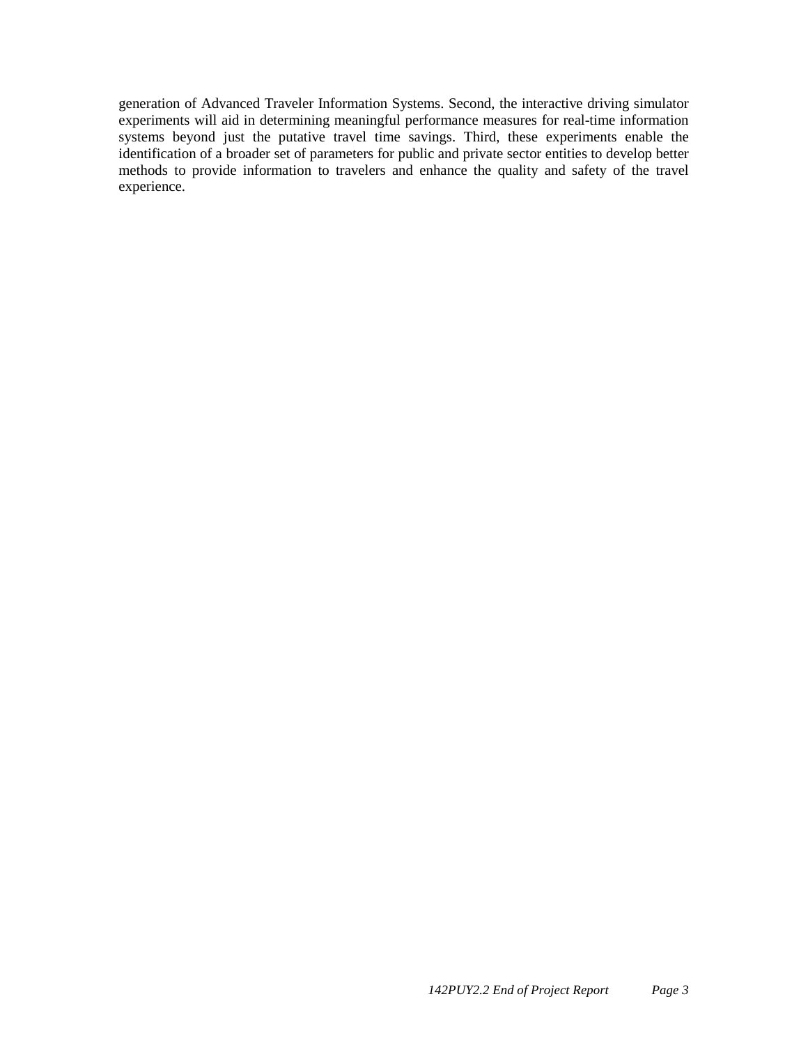generation of Advanced Traveler Information Systems. Second, the interactive driving simulator experiments will aid in determining meaningful performance measures for real-time information systems beyond just the putative travel time savings. Third, these experiments enable the identification of a broader set of parameters for public and private sector entities to develop better methods to provide information to travelers and enhance the quality and safety of the travel experience.